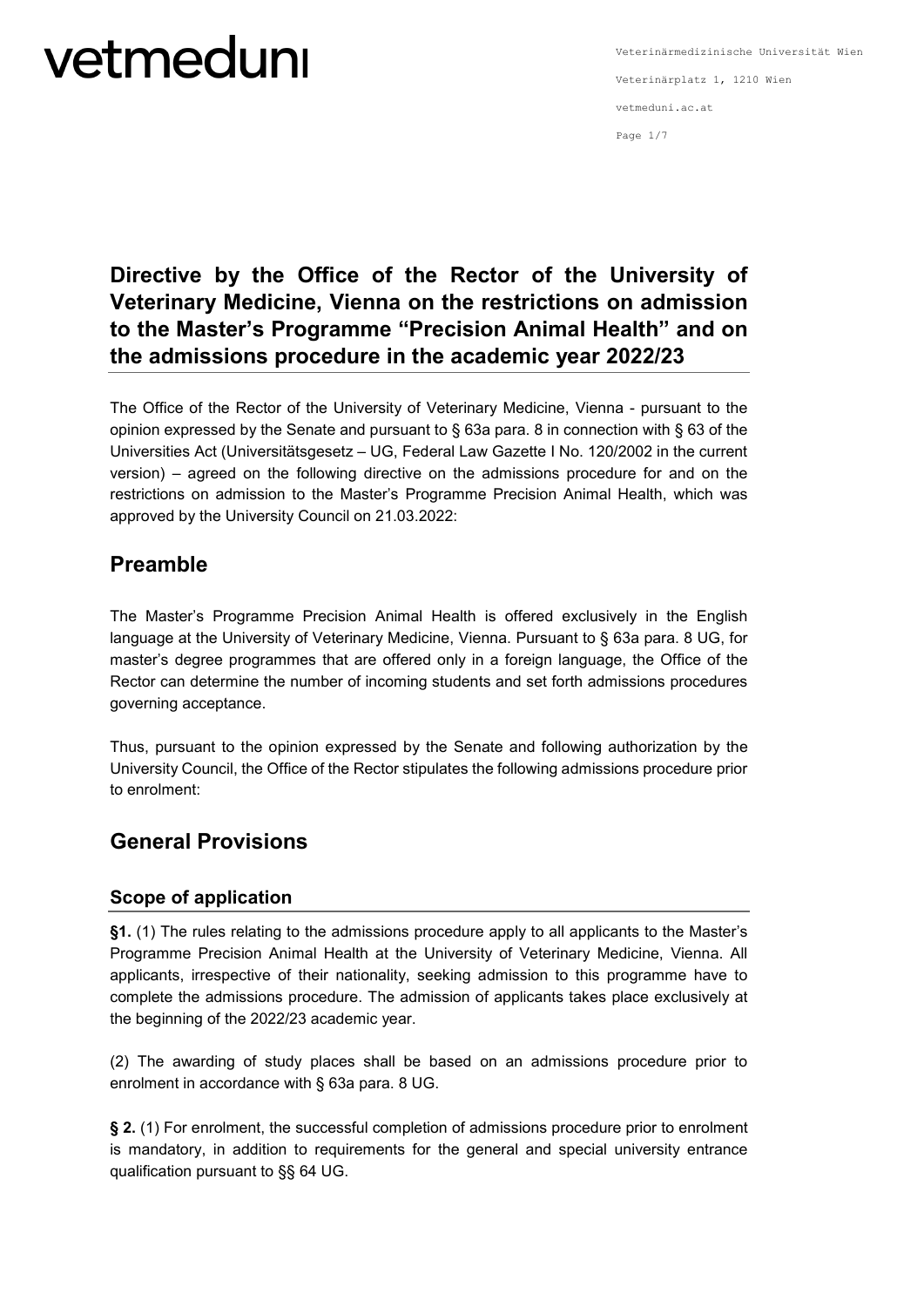# Directive by the Office of the Rector of the University of Veterinary Medicine, Vienna on the restrictions on admission to the Master's Programme "Precision Animal Health" and on the admissions procedure in the academic year 2022/23

The Office of the Rector of the University of Veterinary Medicine, Vienna - pursuant to the opinion expressed by the Senate and pursuant to § 63a para. 8 in connection with § 63 of the Universities Act (Universitätsgesetz – UG, Federal Law Gazette I No. 120/2002 in the current version) – agreed on the following directive on the admissions procedure for and on the restrictions on admission to the Master's Programme Precision Animal Health, which was approved by the University Council on 21.03.2022:

## Preamble

The Master's Programme Precision Animal Health is offered exclusively in the English language at the University of Veterinary Medicine, Vienna. Pursuant to § 63a para. 8 UG, for master's degree programmes that are offered only in a foreign language, the Office of the Rector can determine the number of incoming students and set forth admissions procedures governing acceptance.

Thus, pursuant to the opinion expressed by the Senate and following authorization by the University Council, the Office of the Rector stipulates the following admissions procedure prior to enrolment:

## General Provisions

### Scope of application

**§1.** (1) The rules relating to the admissions procedure apply to all applicants to the Master's Programme Precision Animal Health at the University of Veterinary Medicine, Vienna. All applicants, irrespective of their nationality, seeking admission to this programme have to complete the admissions procedure. The admission of applicants takes place exclusively at the beginning of the 2022/23 academic year.

(2) The awarding of study places shall be based on an admissions procedure prior to enrolment in accordance with § 63a para. 8 UG.

**§ 2.** (1) For enrolment, the successful completion of admissions procedure prior to enrolment is mandatory, in addition to requirements for the general and special university entrance qualification pursuant to §§ 64 UG.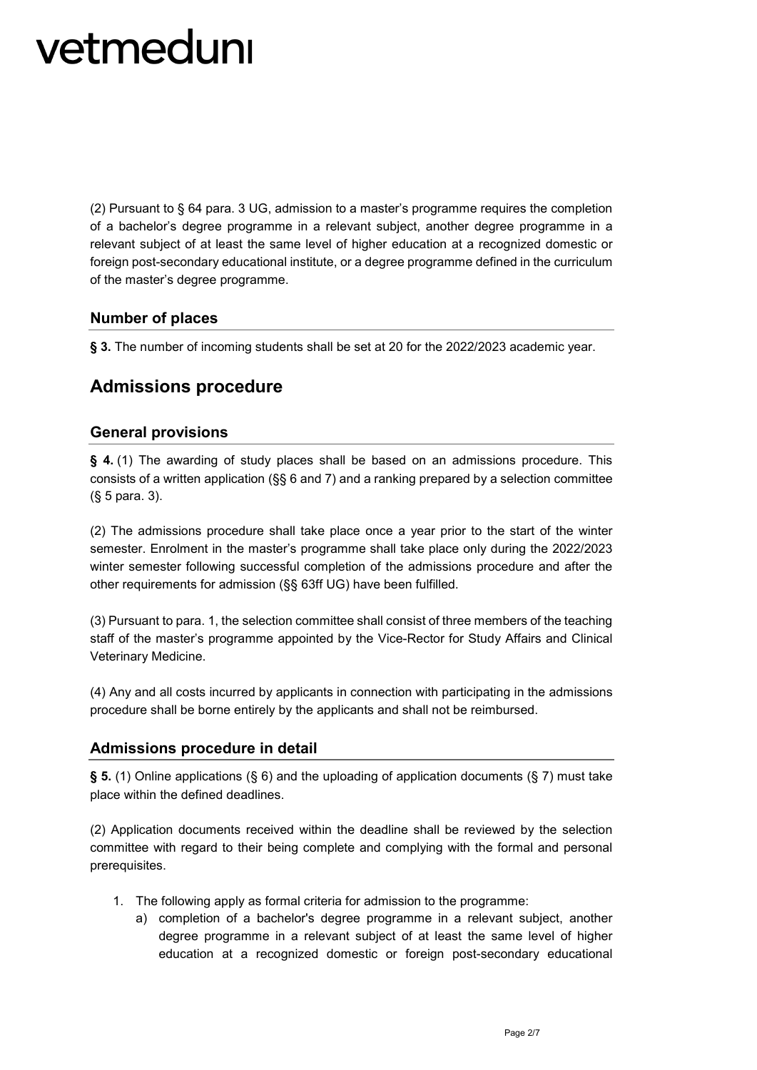(2) Pursuant to § 64 para. 3 UG, admission to a master's programme requires the completion of a bachelor's degree programme in a relevant subject, another degree programme in a relevant subject of at least the same level of higher education at a recognized domestic or foreign post-secondary educational institute, or a degree programme defined in the curriculum of the master's degree programme.

### Number of places

**§ 3.** The number of incoming students shall be set at 20 for the 2022/2023 academic year.

## Admissions procedure

### General provisions

**§ 4.** (1) The awarding of study places shall be based on an admissions procedure. This consists of a written application (§§ 6 and 7) and a ranking prepared by a selection committee (§ 5 para. 3).

(2) The admissions procedure shall take place once a year prior to the start of the winter semester. Enrolment in the master's programme shall take place only during the 2022/2023 winter semester following successful completion of the admissions procedure and after the other requirements for admission (§§ 63ff UG) have been fulfilled.

(3) Pursuant to para. 1, the selection committee shall consist of three members of the teaching staff of the master's programme appointed by the Vice-Rector for Study Affairs and Clinical Veterinary Medicine.

(4) Any and all costs incurred by applicants in connection with participating in the admissions procedure shall be borne entirely by the applicants and shall not be reimbursed.

### Admissions procedure in detail

**§ 5.** (1) Online applications (§ 6) and the uploading of application documents (§ 7) must take place within the defined deadlines.

(2) Application documents received within the deadline shall be reviewed by the selection committee with regard to their being complete and complying with the formal and personal prerequisites.

1. The following apply as formal criteria for admission to the programme:
    a) completion of a bachelor's degree programme in a relevant subject, another degree programme in a relevant subject of at least the same level of higher education at a recognized domestic or foreign post-secondary educational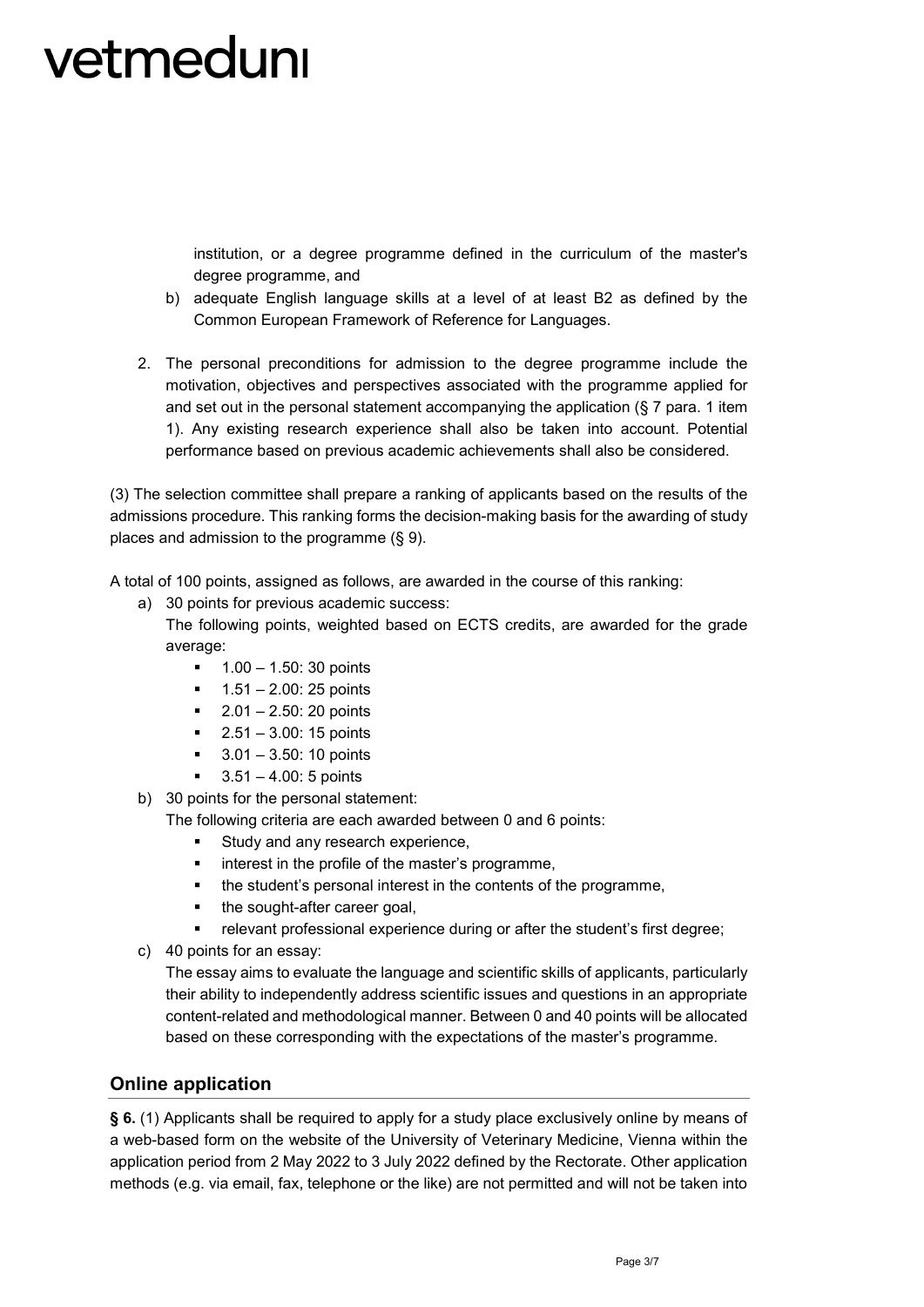institution, or a degree programme defined in the curriculum of the master's degree programme, and

b) adequate English language skills at a level of at least B2 as defined by the Common European Framework of Reference for Languages.

2. The personal preconditions for admission to the degree programme include the motivation, objectives and perspectives associated with the programme applied for and set out in the personal statement accompanying the application (§ 7 para. 1 item 1). Any existing research experience shall also be taken into account. Potential performance based on previous academic achievements shall also be considered.

(3) The selection committee shall prepare a ranking of applicants based on the results of the admissions procedure. This ranking forms the decision-making basis for the awarding of study places and admission to the programme (§ 9).

A total of 100 points, assigned as follows, are awarded in the course of this ranking:

a) 30 points for previous academic success:
   The following points, weighted based on ECTS credits, are awarded for the grade average:
   - 1.00 – 1.50: 30 points
   - 1.51 – 2.00: 25 points
   - 2.01 – 2.50: 20 points
   - 2.51 – 3.00: 15 points
   - 3.01 – 3.50: 10 points
   - 3.51 – 4.00: 5 points

b) 30 points for the personal statement:
   The following criteria are each awarded between 0 and 6 points:
   - Study and any research experience,
   - interest in the profile of the master's programme,
   - the student's personal interest in the contents of the programme,
   - the sought-after career goal,
   - relevant professional experience during or after the student's first degree;

c) 40 points for an essay:
   The essay aims to evaluate the language and scientific skills of applicants, particularly their ability to independently address scientific issues and questions in an appropriate content-related and methodological manner. Between 0 and 40 points will be allocated based on these corresponding with the expectations of the master's programme.

## Online application

**§ 6.** (1) Applicants shall be required to apply for a study place exclusively online by means of a web-based form on the website of the University of Veterinary Medicine, Vienna within the application period from 2 May 2022 to 3 July 2022 defined by the Rectorate. Other application methods (e.g. via email, fax, telephone or the like) are not permitted and will not be taken into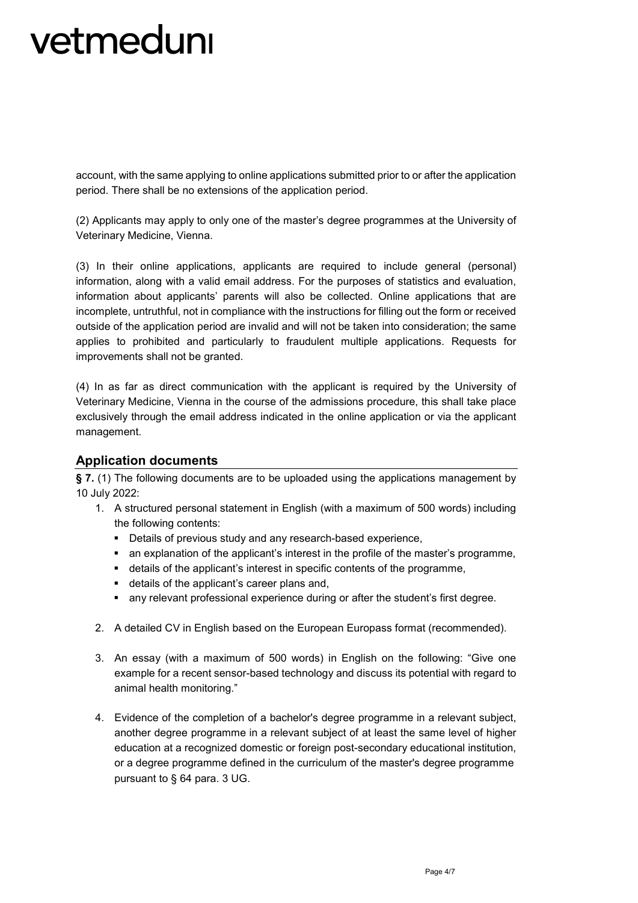account, with the same applying to online applications submitted prior to or after the application period. There shall be no extensions of the application period.

(2) Applicants may apply to only one of the master's degree programmes at the University of Veterinary Medicine, Vienna.

(3) In their online applications, applicants are required to include general (personal) information, along with a valid email address. For the purposes of statistics and evaluation, information about applicants' parents will also be collected. Online applications that are incomplete, untruthful, not in compliance with the instructions for filling out the form or received outside of the application period are invalid and will not be taken into consideration; the same applies to prohibited and particularly to fraudulent multiple applications. Requests for improvements shall not be granted.

(4) In as far as direct communication with the applicant is required by the University of Veterinary Medicine, Vienna in the course of the admissions procedure, this shall take place exclusively through the email address indicated in the online application or via the applicant management.

## Application documents

**§ 7.** (1) The following documents are to be uploaded using the applications management by 10 July 2022:

1. A structured personal statement in English (with a maximum of 500 words) including the following contents:
   - Details of previous study and any research-based experience,
   - an explanation of the applicant's interest in the profile of the master's programme,
   - details of the applicant's interest in specific contents of the programme,
   - details of the applicant's career plans and,
   - any relevant professional experience during or after the student's first degree.

2. A detailed CV in English based on the European Europass format (recommended).

3. An essay (with a maximum of 500 words) in English on the following: "Give one example for a recent sensor-based technology and discuss its potential with regard to animal health monitoring."

4. Evidence of the completion of a bachelor's degree programme in a relevant subject, another degree programme in a relevant subject of at least the same level of higher education at a recognized domestic or foreign post-secondary educational institution, or a degree programme defined in the curriculum of the master's degree programme pursuant to § 64 para. 3 UG.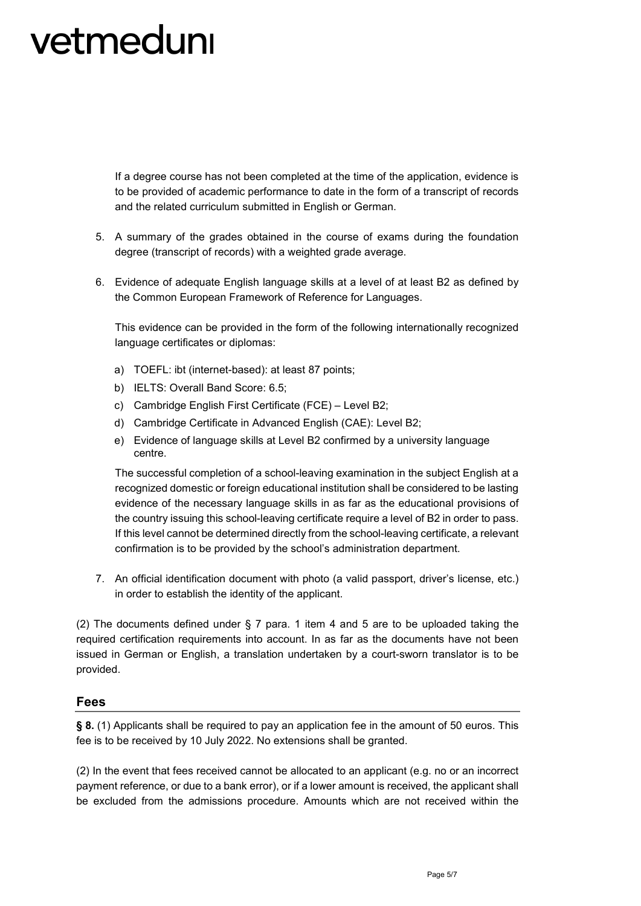If a degree course has not been completed at the time of the application, evidence is to be provided of academic performance to date in the form of a transcript of records and the related curriculum submitted in English or German.

5. A summary of the grades obtained in the course of exams during the foundation degree (transcript of records) with a weighted grade average.

6. Evidence of adequate English language skills at a level of at least B2 as defined by the Common European Framework of Reference for Languages.

   This evidence can be provided in the form of the following internationally recognized language certificates or diplomas:

   a) TOEFL: ibt (internet-based): at least 87 points;
   b) IELTS: Overall Band Score: 6.5;
   c) Cambridge English First Certificate (FCE) – Level B2;
   d) Cambridge Certificate in Advanced English (CAE): Level B2;
   e) Evidence of language skills at Level B2 confirmed by a university language centre.

   The successful completion of a school-leaving examination in the subject English at a recognized domestic or foreign educational institution shall be considered to be lasting evidence of the necessary language skills in as far as the educational provisions of the country issuing this school-leaving certificate require a level of B2 in order to pass. If this level cannot be determined directly from the school-leaving certificate, a relevant confirmation is to be provided by the school's administration department.

7. An official identification document with photo (a valid passport, driver's license, etc.) in order to establish the identity of the applicant.

(2) The documents defined under § 7 para. 1 item 4 and 5 are to be uploaded taking the required certification requirements into account. In as far as the documents have not been issued in German or English, a translation undertaken by a court-sworn translator is to be provided.

## Fees

**§ 8.** (1) Applicants shall be required to pay an application fee in the amount of 50 euros. This fee is to be received by 10 July 2022. No extensions shall be granted.

(2) In the event that fees received cannot be allocated to an applicant (e.g. no or an incorrect payment reference, or due to a bank error), or if a lower amount is received, the applicant shall be excluded from the admissions procedure. Amounts which are not received within the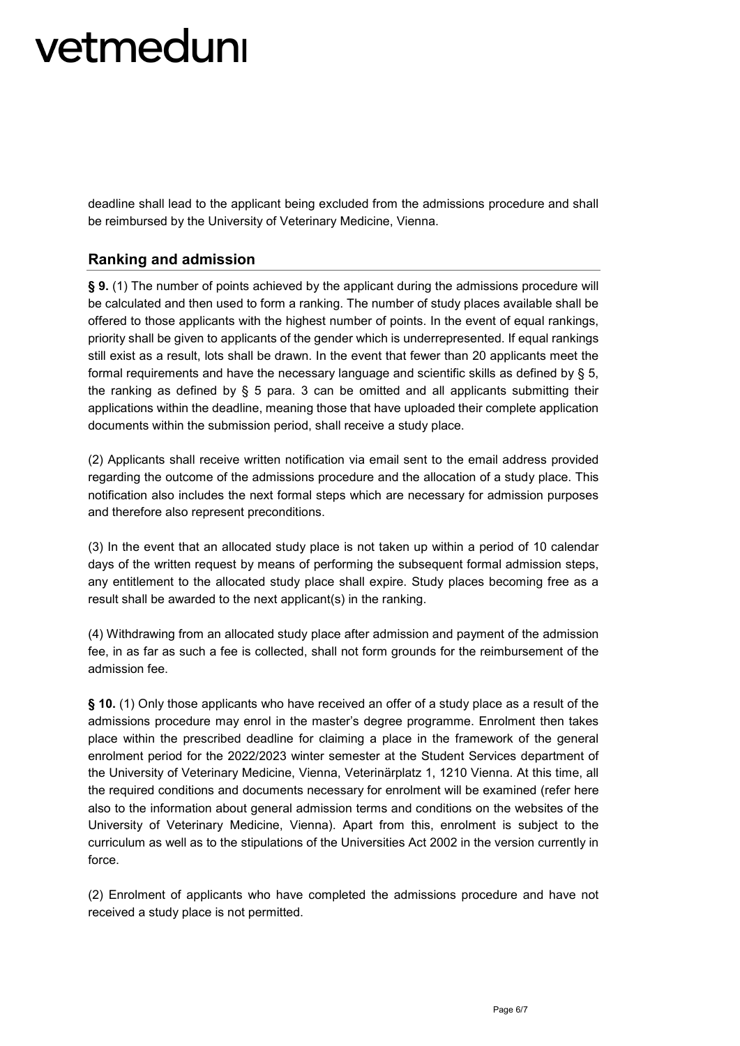deadline shall lead to the applicant being excluded from the admissions procedure and shall be reimbursed by the University of Veterinary Medicine, Vienna.

## Ranking and admission

**§ 9.** (1) The number of points achieved by the applicant during the admissions procedure will be calculated and then used to form a ranking. The number of study places available shall be offered to those applicants with the highest number of points. In the event of equal rankings, priority shall be given to applicants of the gender which is underrepresented. If equal rankings still exist as a result, lots shall be drawn. In the event that fewer than 20 applicants meet the formal requirements and have the necessary language and scientific skills as defined by § 5, the ranking as defined by § 5 para. 3 can be omitted and all applicants submitting their applications within the deadline, meaning those that have uploaded their complete application documents within the submission period, shall receive a study place.

(2) Applicants shall receive written notification via email sent to the email address provided regarding the outcome of the admissions procedure and the allocation of a study place. This notification also includes the next formal steps which are necessary for admission purposes and therefore also represent preconditions.

(3) In the event that an allocated study place is not taken up within a period of 10 calendar days of the written request by means of performing the subsequent formal admission steps, any entitlement to the allocated study place shall expire. Study places becoming free as a result shall be awarded to the next applicant(s) in the ranking.

(4) Withdrawing from an allocated study place after admission and payment of the admission fee, in as far as such a fee is collected, shall not form grounds for the reimbursement of the admission fee.

**§ 10.** (1) Only those applicants who have received an offer of a study place as a result of the admissions procedure may enrol in the master's degree programme. Enrolment then takes place within the prescribed deadline for claiming a place in the framework of the general enrolment period for the 2022/2023 winter semester at the Student Services department of the University of Veterinary Medicine, Vienna, Veterinärplatz 1, 1210 Vienna. At this time, all the required conditions and documents necessary for enrolment will be examined (refer here also to the information about general admission terms and conditions on the websites of the University of Veterinary Medicine, Vienna). Apart from this, enrolment is subject to the curriculum as well as to the stipulations of the Universities Act 2002 in the version currently in force.

(2) Enrolment of applicants who have completed the admissions procedure and have not received a study place is not permitted.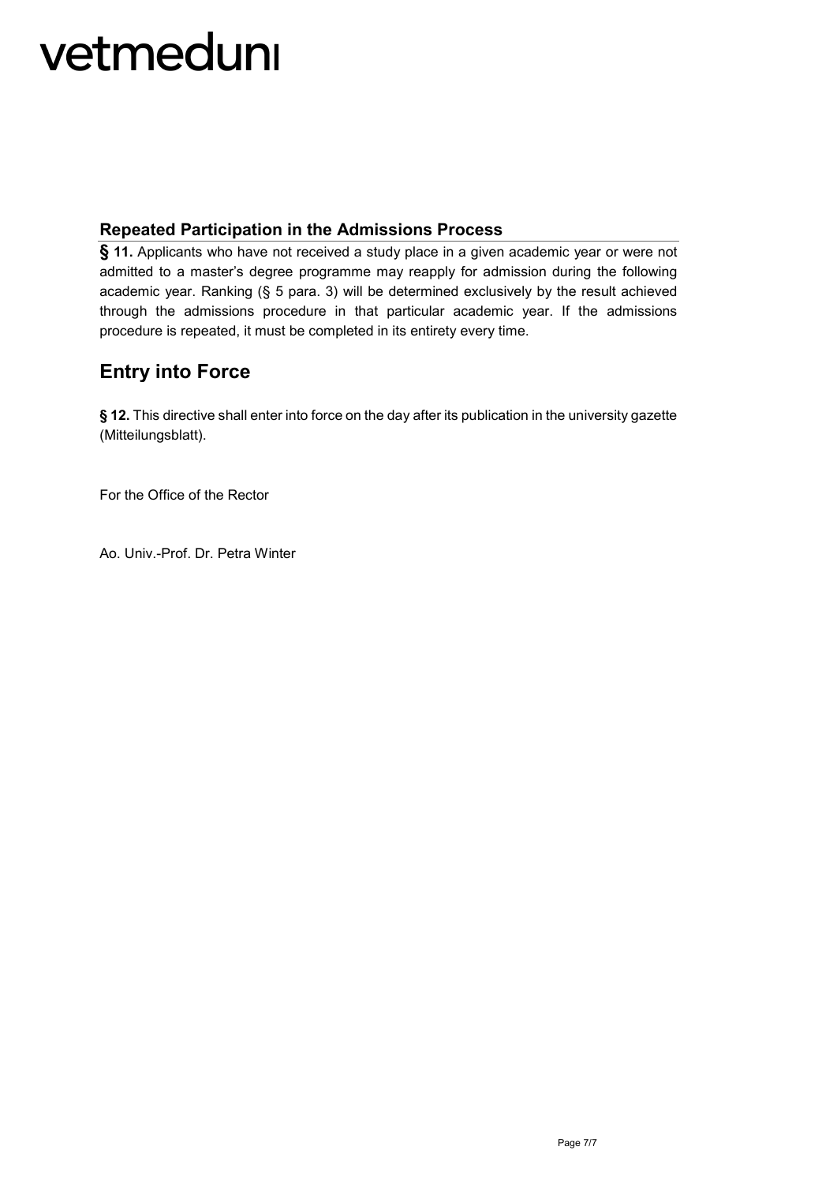### Repeated Participation in the Admissions Process

**§ 11.** Applicants who have not received a study place in a given academic year or were not admitted to a master's degree programme may reapply for admission during the following academic year. Ranking (§ 5 para. 3) will be determined exclusively by the result achieved through the admissions procedure in that particular academic year. If the admissions procedure is repeated, it must be completed in its entirety every time.

## Entry into Force

**§ 12.** This directive shall enter into force on the day after its publication in the university gazette (Mitteilungsblatt).

For the Office of the Rector

Ao. Univ.-Prof. Dr. Petra Winter